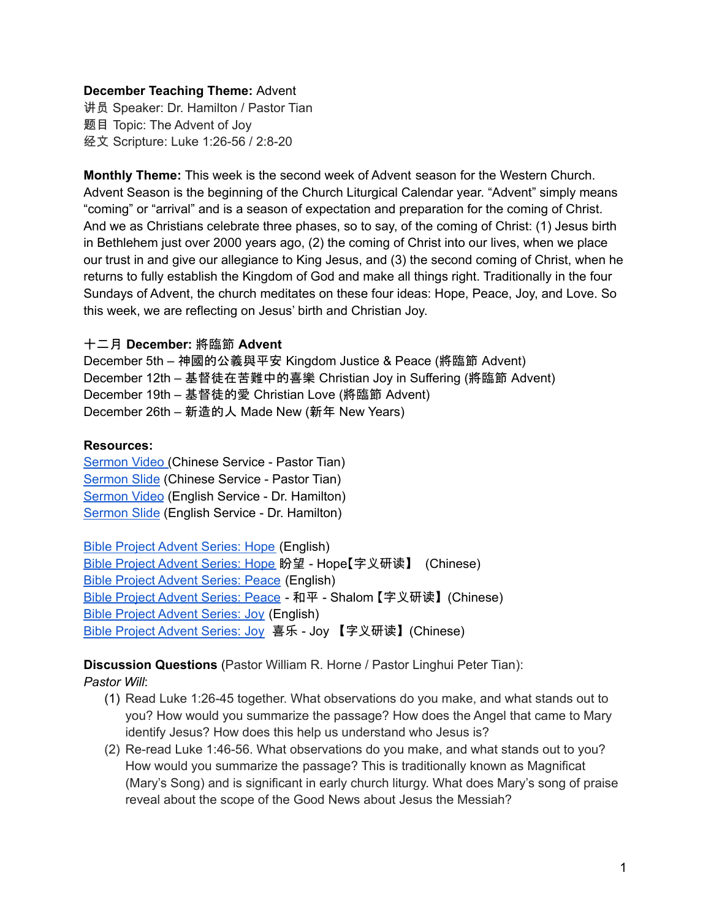**December Teaching Theme:** Advent
讲员 Speaker: Dr. Hamilton / Pastor Tian
题目 Topic: The Advent of Joy
经文 Scripture: Luke 1:26-56 / 2:8-20

**Monthly Theme:** This week is the second week of Advent season for the Western Church. Advent Season is the beginning of the Church Liturgical Calendar year. "Advent" simply means "coming" or "arrival" and is a season of expectation and preparation for the coming of Christ. And we as Christians celebrate three phases, so to say, of the coming of Christ: (1) Jesus birth in Bethlehem just over 2000 years ago, (2) the coming of Christ into our lives, when we place our trust in and give our allegiance to King Jesus, and (3) the second coming of Christ, when he returns to fully establish the Kingdom of God and make all things right. Traditionally in the four Sundays of Advent, the church meditates on these four ideas: Hope, Peace, Joy, and Love. So this week, we are reflecting on Jesus' birth and Christian Joy.

十二月 **December: 將臨節 Advent**
December 5th – 神國的公義與平安 Kingdom Justice & Peace (將臨節 Advent)
December 12th – 基督徒在苦難中的喜樂 Christian Joy in Suffering (將臨節 Advent)
December 19th – 基督徒的愛 Christian Love (將臨節 Advent)
December 26th – 新造的人 Made New (新年 New Years)

**Resources:**
Sermon Video (Chinese Service - Pastor Tian)
Sermon Slide (Chinese Service - Pastor Tian)
Sermon Video (English Service - Dr. Hamilton)
Sermon Slide (English Service - Dr. Hamilton)

Bible Project Advent Series: Hope (English)
Bible Project Advent Series: Hope 盼望 - Hope【字义研读】 (Chinese)
Bible Project Advent Series: Peace (English)
Bible Project Advent Series: Peace - 和平 - Shalom【字义研读】(Chinese)
Bible Project Advent Series: Joy (English)
Bible Project Advent Series: Joy 喜乐 - Joy 【字义研读】(Chinese)

**Discussion Questions** (Pastor William R. Horne / Pastor Linghui Peter Tian):
*Pastor Will*:

(1) Read Luke 1:26-45 together. What observations do you make, and what stands out to you? How would you summarize the passage? How does the Angel that came to Mary identify Jesus? How does this help us understand who Jesus is?

(2) Re-read Luke 1:46-56. What observations do you make, and what stands out to you? How would you summarize the passage? This is traditionally known as Magnificat (Mary's Song) and is significant in early church liturgy. What does Mary's song of praise reveal about the scope of the Good News about Jesus the Messiah?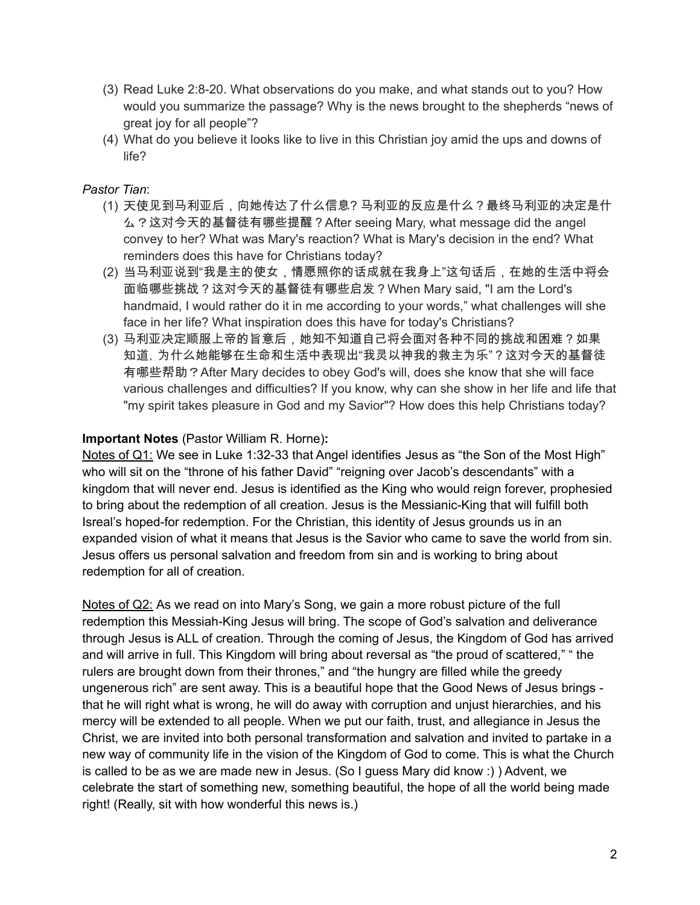(3) Read Luke 2:8-20. What observations do you make, and what stands out to you? How would you summarize the passage? Why is the news brought to the shepherds "news of great joy for all people"?

(4) What do you believe it looks like to live in this Christian joy amid the ups and downs of life?

*Pastor Tian*:

(1) 天使见到马利亚后，向她传达了什么信息? 马利亚的反应是什么？最终马利亚的决定是什么？这对今天的基督徒有哪些提醒？After seeing Mary, what message did the angel convey to her? What was Mary's reaction? What is Mary's decision in the end? What reminders does this have for Christians today?

(2) 当马利亚说到"我是主的使女，情愿照你的话成就在我身上"这句话后，在她的生活中将会面临哪些挑战？这对今天的基督徒有哪些启发？When Mary said, "I am the Lord's handmaid, I would rather do it in me according to your words," what challenges will she face in her life? What inspiration does this have for today's Christians?

(3) 马利亚决定顺服上帝的旨意后，她知不知道自己将会面对各种不同的挑战和困难？如果知道, 为什么她能够在生命和生活中表现出"我灵以神我的救主为乐"？这对今天的基督徒有哪些帮助？After Mary decides to obey God's will, does she know that she will face various challenges and difficulties? If you know, why can she show in her life and life that "my spirit takes pleasure in God and my Savior"? How does this help Christians today?

**Important Notes** (Pastor William R. Horne)**:**

<u>Notes of Q1:</u> We see in Luke 1:32-33 that Angel identifies Jesus as "the Son of the Most High" who will sit on the "throne of his father David" "reigning over Jacob's descendants" with a kingdom that will never end. Jesus is identified as the King who would reign forever, prophesied to bring about the redemption of all creation. Jesus is the Messianic-King that will fulfill both Isreal's hoped-for redemption. For the Christian, this identity of Jesus grounds us in an expanded vision of what it means that Jesus is the Savior who came to save the world from sin. Jesus offers us personal salvation and freedom from sin and is working to bring about redemption for all of creation.

<u>Notes of Q2:</u> As we read on into Mary's Song, we gain a more robust picture of the full redemption this Messiah-King Jesus will bring. The scope of God's salvation and deliverance through Jesus is ALL of creation. Through the coming of Jesus, the Kingdom of God has arrived and will arrive in full. This Kingdom will bring about reversal as "the proud of scattered," " the rulers are brought down from their thrones," and "the hungry are filled while the greedy ungenerous rich" are sent away. This is a beautiful hope that the Good News of Jesus brings - that he will right what is wrong, he will do away with corruption and unjust hierarchies, and his mercy will be extended to all people. When we put our faith, trust, and allegiance in Jesus the Christ, we are invited into both personal transformation and salvation and invited to partake in a new way of community life in the vision of the Kingdom of God to come. This is what the Church is called to be as we are made new in Jesus. (So I guess Mary did know :) ) Advent, we celebrate the start of something new, something beautiful, the hope of all the world being made right! (Really, sit with how wonderful this news is.)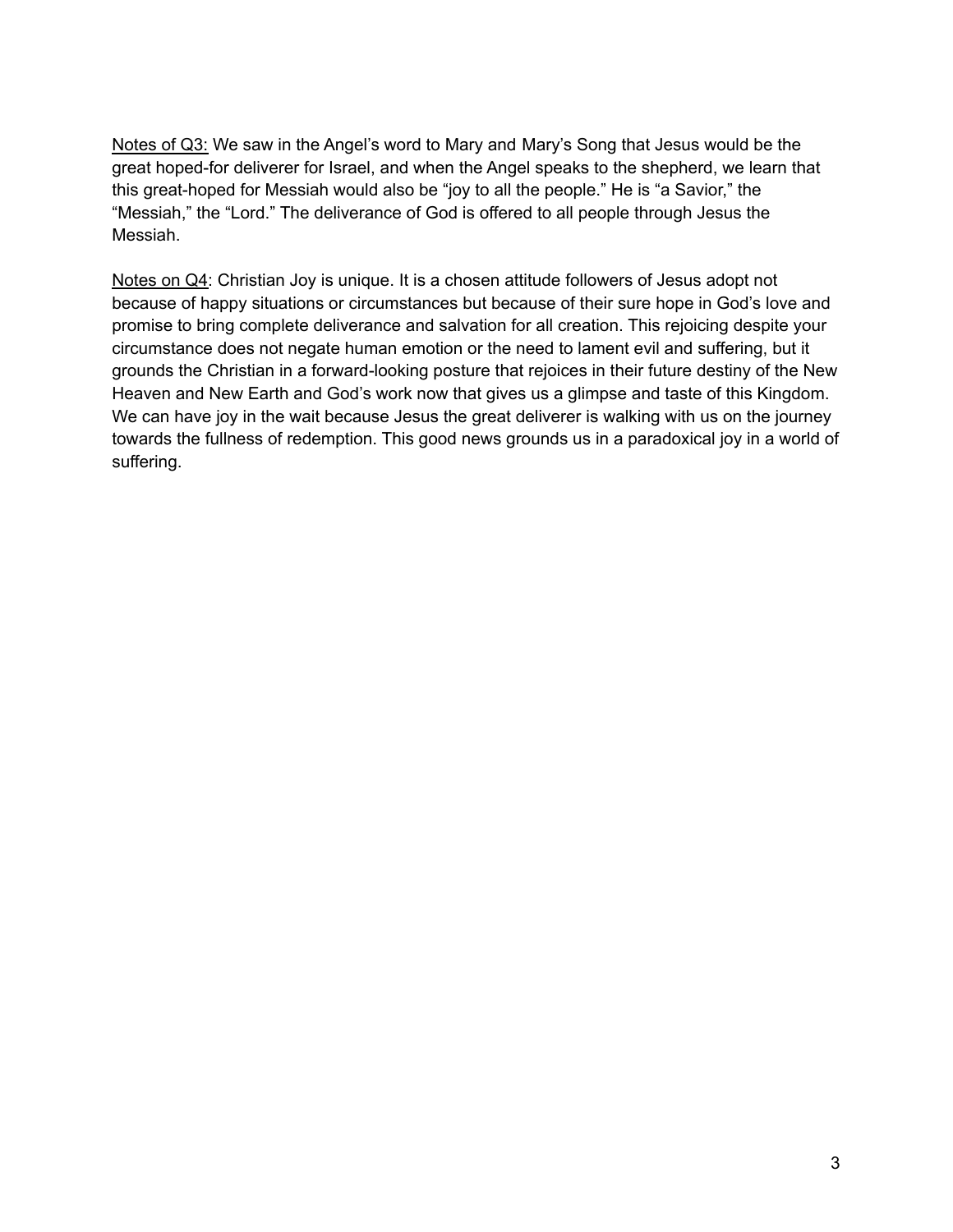<u>Notes of Q3:</u> We saw in the Angel's word to Mary and Mary's Song that Jesus would be the great hoped-for deliverer for Israel, and when the Angel speaks to the shepherd, we learn that this great-hoped for Messiah would also be "joy to all the people." He is "a Savior," the "Messiah," the "Lord." The deliverance of God is offered to all people through Jesus the Messiah.

<u>Notes on Q4</u>: Christian Joy is unique. It is a chosen attitude followers of Jesus adopt not because of happy situations or circumstances but because of their sure hope in God's love and promise to bring complete deliverance and salvation for all creation. This rejoicing despite your circumstance does not negate human emotion or the need to lament evil and suffering, but it grounds the Christian in a forward-looking posture that rejoices in their future destiny of the New Heaven and New Earth and God's work now that gives us a glimpse and taste of this Kingdom. We can have joy in the wait because Jesus the great deliverer is walking with us on the journey towards the fullness of redemption. This good news grounds us in a paradoxical joy in a world of suffering.